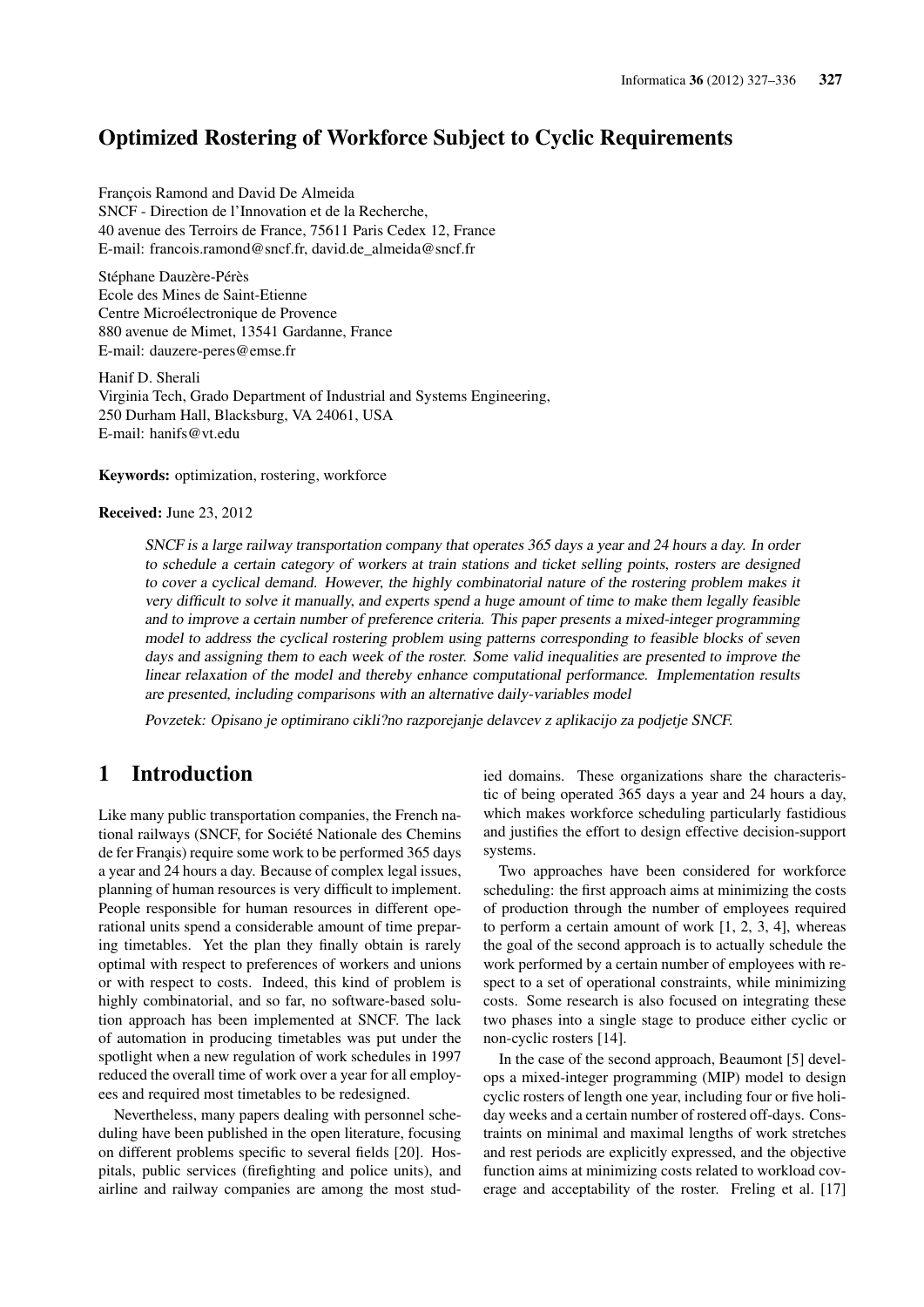# Optimized Rostering of Workforce Subject to Cyclic Requirements

François Ramond and David De Almeida
SNCF - Direction de l'Innovation et de la Recherche,
40 avenue des Terroirs de France, 75611 Paris Cedex 12, France
E-mail: francois.ramond@sncf.fr, david.de_almeida@sncf.fr

Stéphane Dauzère-Pérès
Ecole des Mines de Saint-Etienne
Centre Microélectronique de Provence
880 avenue de Mimet, 13541 Gardanne, France
E-mail: dauzere-peres@emse.fr

Hanif D. Sherali
Virginia Tech, Grado Department of Industrial and Systems Engineering,
250 Durham Hall, Blacksburg, VA 24061, USA
E-mail: hanifs@vt.edu

**Keywords:** optimization, rostering, workforce

**Received:** June 23, 2012

*SNCF is a large railway transportation company that operates 365 days a year and 24 hours a day. In order to schedule a certain category of workers at train stations and ticket selling points, rosters are designed to cover a cyclical demand. However, the highly combinatorial nature of the rostering problem makes it very difficult to solve it manually, and experts spend a huge amount of time to make them legally feasible and to improve a certain number of preference criteria. This paper presents a mixed-integer programming model to address the cyclical rostering problem using patterns corresponding to feasible blocks of seven days and assigning them to each week of the roster. Some valid inequalities are presented to improve the linear relaxation of the model and thereby enhance computational performance. Implementation results are presented, including comparisons with an alternative daily-variables model*

*Povzetek: Opisano je optimirano cikli?no razporejanje delavcev z aplikacijo za podjetje SNCF.*

## 1 Introduction

Like many public transportation companies, the French national railways (SNCF, for Société Nationale des Chemins de fer Franąis) require some work to be performed 365 days a year and 24 hours a day. Because of complex legal issues, planning of human resources is very difficult to implement. People responsible for human resources in different operational units spend a considerable amount of time preparing timetables. Yet the plan they finally obtain is rarely optimal with respect to preferences of workers and unions or with respect to costs. Indeed, this kind of problem is highly combinatorial, and so far, no software-based solution approach has been implemented at SNCF. The lack of automation in producing timetables was put under the spotlight when a new regulation of work schedules in 1997 reduced the overall time of work over a year for all employees and required most timetables to be redesigned.

Nevertheless, many papers dealing with personnel scheduling have been published in the open literature, focusing on different problems specific to several fields [20]. Hospitals, public services (firefighting and police units), and airline and railway companies are among the most studied domains. These organizations share the characteristic of being operated 365 days a year and 24 hours a day, which makes workforce scheduling particularly fastidious and justifies the effort to design effective decision-support systems.

Two approaches have been considered for workforce scheduling: the first approach aims at minimizing the costs of production through the number of employees required to perform a certain amount of work [1, 2, 3, 4], whereas the goal of the second approach is to actually schedule the work performed by a certain number of employees with respect to a set of operational constraints, while minimizing costs. Some research is also focused on integrating these two phases into a single stage to produce either cyclic or non-cyclic rosters [14].

In the case of the second approach, Beaumont [5] develops a mixed-integer programming (MIP) model to design cyclic rosters of length one year, including four or five holiday weeks and a certain number of rostered off-days. Constraints on minimal and maximal lengths of work stretches and rest periods are explicitly expressed, and the objective function aims at minimizing costs related to workload coverage and acceptability of the roster. Freling et al. [17]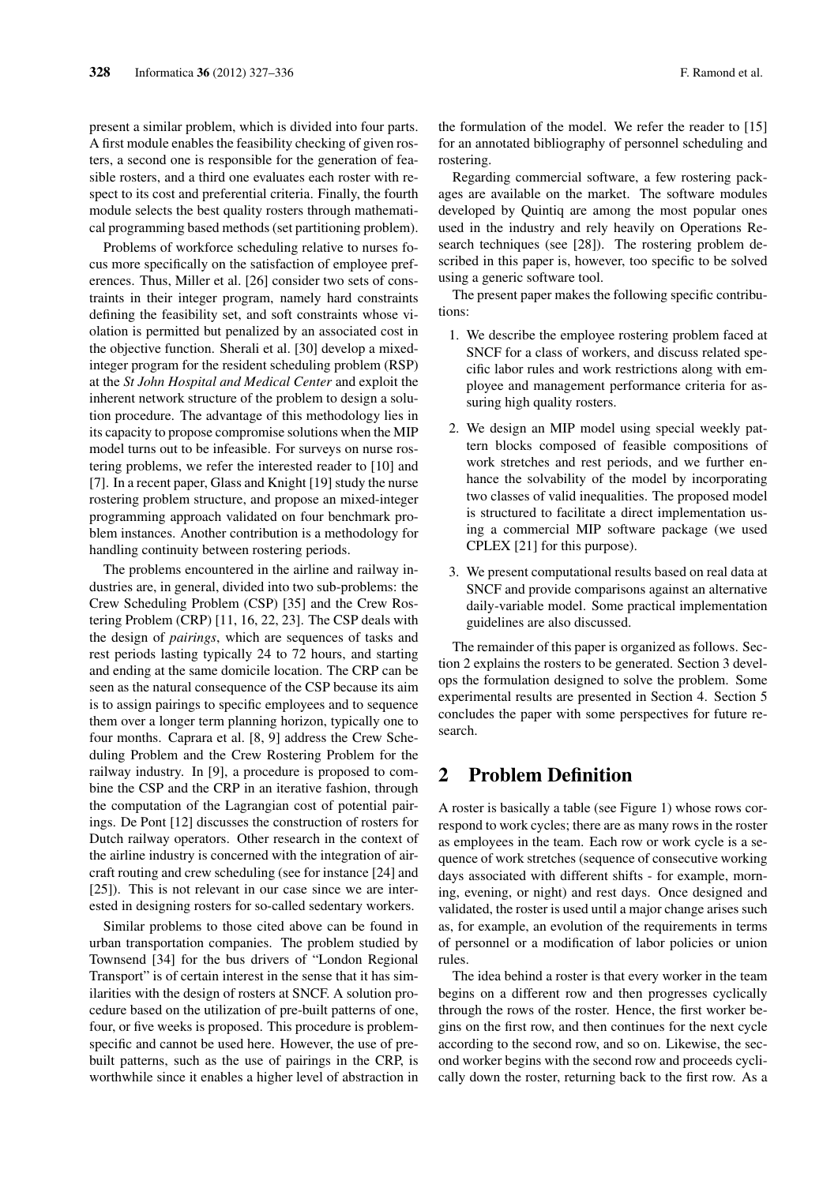present a similar problem, which is divided into four parts. A first module enables the feasibility checking of given rosters, a second one is responsible for the generation of feasible rosters, and a third one evaluates each roster with respect to its cost and preferential criteria. Finally, the fourth module selects the best quality rosters through mathematical programming based methods (set partitioning problem).

Problems of workforce scheduling relative to nurses focus more specifically on the satisfaction of employee preferences. Thus, Miller et al. [26] consider two sets of constraints in their integer program, namely hard constraints defining the feasibility set, and soft constraints whose violation is permitted but penalized by an associated cost in the objective function. Sherali et al. [30] develop a mixed-integer program for the resident scheduling problem (RSP) at the *St John Hospital and Medical Center* and exploit the inherent network structure of the problem to design a solution procedure. The advantage of this methodology lies in its capacity to propose compromise solutions when the MIP model turns out to be infeasible. For surveys on nurse rostering problems, we refer the interested reader to [10] and [7]. In a recent paper, Glass and Knight [19] study the nurse rostering problem structure, and propose an mixed-integer programming approach validated on four benchmark problem instances. Another contribution is a methodology for handling continuity between rostering periods.

The problems encountered in the airline and railway industries are, in general, divided into two sub-problems: the Crew Scheduling Problem (CSP) [35] and the Crew Rostering Problem (CRP) [11, 16, 22, 23]. The CSP deals with the design of *pairings*, which are sequences of tasks and rest periods lasting typically 24 to 72 hours, and starting and ending at the same domicile location. The CRP can be seen as the natural consequence of the CSP because its aim is to assign pairings to specific employees and to sequence them over a longer term planning horizon, typically one to four months. Caprara et al. [8, 9] address the Crew Scheduling Problem and the Crew Rostering Problem for the railway industry. In [9], a procedure is proposed to combine the CSP and the CRP in an iterative fashion, through the computation of the Lagrangian cost of potential pairings. De Pont [12] discusses the construction of rosters for Dutch railway operators. Other research in the context of the airline industry is concerned with the integration of aircraft routing and crew scheduling (see for instance [24] and [25]). This is not relevant in our case since we are interested in designing rosters for so-called sedentary workers.

Similar problems to those cited above can be found in urban transportation companies. The problem studied by Townsend [34] for the bus drivers of "London Regional Transport" is of certain interest in the sense that it has similarities with the design of rosters at SNCF. A solution procedure based on the utilization of pre-built patterns of one, four, or five weeks is proposed. This procedure is problem-specific and cannot be used here. However, the use of pre-built patterns, such as the use of pairings in the CRP, is worthwhile since it enables a higher level of abstraction in the formulation of the model. We refer the reader to [15] for an annotated bibliography of personnel scheduling and rostering.

Regarding commercial software, a few rostering packages are available on the market. The software modules developed by Quintiq are among the most popular ones used in the industry and rely heavily on Operations Research techniques (see [28]). The rostering problem described in this paper is, however, too specific to be solved using a generic software tool.

The present paper makes the following specific contributions:

1. We describe the employee rostering problem faced at SNCF for a class of workers, and discuss related specific labor rules and work restrictions along with employee and management performance criteria for assuring high quality rosters.
2. We design an MIP model using special weekly pattern blocks composed of feasible compositions of work stretches and rest periods, and we further enhance the solvability of the model by incorporating two classes of valid inequalities. The proposed model is structured to facilitate a direct implementation using a commercial MIP software package (we used CPLEX [21] for this purpose).
3. We present computational results based on real data at SNCF and provide comparisons against an alternative daily-variable model. Some practical implementation guidelines are also discussed.

The remainder of this paper is organized as follows. Section 2 explains the rosters to be generated. Section 3 develops the formulation designed to solve the problem. Some experimental results are presented in Section 4. Section 5 concludes the paper with some perspectives for future research.

## 2 Problem Definition

A roster is basically a table (see Figure 1) whose rows correspond to work cycles; there are as many rows in the roster as employees in the team. Each row or work cycle is a sequence of work stretches (sequence of consecutive working days associated with different shifts - for example, morning, evening, or night) and rest days. Once designed and validated, the roster is used until a major change arises such as, for example, an evolution of the requirements in terms of personnel or a modification of labor policies or union rules.

The idea behind a roster is that every worker in the team begins on a different row and then progresses cyclically through the rows of the roster. Hence, the first worker begins on the first row, and then continues for the next cycle according to the second row, and so on. Likewise, the second worker begins with the second row and proceeds cyclically down the roster, returning back to the first row. As a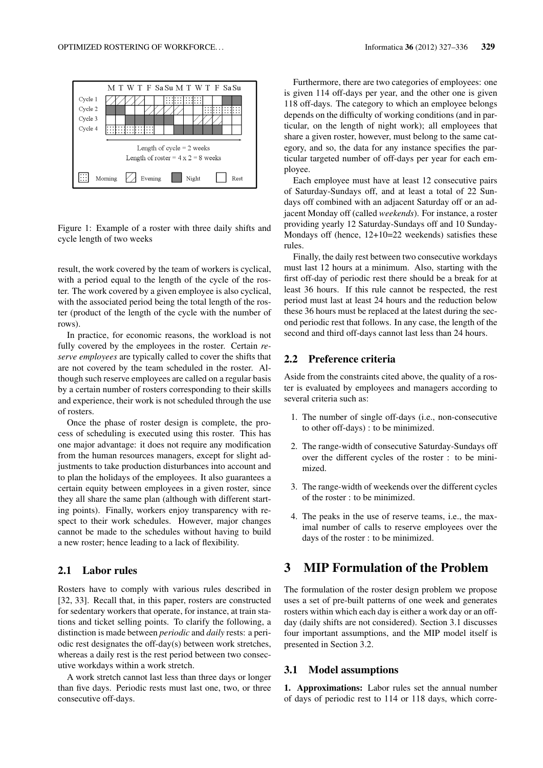Figure 1: Example of a roster with three daily shifts and cycle length of two weeks

result, the work covered by the team of workers is cyclical, with a period equal to the length of the cycle of the roster. The work covered by a given employee is also cyclical, with the associated period being the total length of the roster (product of the length of the cycle with the number of rows).

In practice, for economic reasons, the workload is not fully covered by the employees in the roster. Certain *reserve employees* are typically called to cover the shifts that are not covered by the team scheduled in the roster. Although such reserve employees are called on a regular basis by a certain number of rosters corresponding to their skills and experience, their work is not scheduled through the use of rosters.

Once the phase of roster design is complete, the process of scheduling is executed using this roster. This has one major advantage: it does not require any modification from the human resources managers, except for slight adjustments to take production disturbances into account and to plan the holidays of the employees. It also guarantees a certain equity between employees in a given roster, since they all share the same plan (although with different starting points). Finally, workers enjoy transparency with respect to their work schedules. However, major changes cannot be made to the schedules without having to build a new roster; hence leading to a lack of flexibility.

### 2.1 Labor rules

Rosters have to comply with various rules described in [32, 33]. Recall that, in this paper, rosters are constructed for sedentary workers that operate, for instance, at train stations and ticket selling points. To clarify the following, a distinction is made between *periodic* and *daily* rests: a periodic rest designates the off-day(s) between work stretches, whereas a daily rest is the rest period between two consecutive workdays within a work stretch.

A work stretch cannot last less than three days or longer than five days. Periodic rests must last one, two, or three consecutive off-days.

Furthermore, there are two categories of employees: one is given 114 off-days per year, and the other one is given 118 off-days. The category to which an employee belongs depends on the difficulty of working conditions (and in particular, on the length of night work); all employees that share a given roster, however, must belong to the same category, and so, the data for any instance specifies the particular targeted number of off-days per year for each employee.

Each employee must have at least 12 consecutive pairs of Saturday-Sundays off, and at least a total of 22 Sundays off combined with an adjacent Saturday off or an adjacent Monday off (called *weekends*). For instance, a roster providing yearly 12 Saturday-Sundays off and 10 Sunday-Mondays off (hence, 12+10=22 weekends) satisfies these rules.

Finally, the daily rest between two consecutive workdays must last 12 hours at a minimum. Also, starting with the first off-day of periodic rest there should be a break for at least 36 hours. If this rule cannot be respected, the rest period must last at least 24 hours and the reduction below these 36 hours must be replaced at the latest during the second periodic rest that follows. In any case, the length of the second and third off-days cannot last less than 24 hours.

### 2.2 Preference criteria

Aside from the constraints cited above, the quality of a roster is evaluated by employees and managers according to several criteria such as:

1. The number of single off-days (i.e., non-consecutive to other off-days) : to be minimized.
2. The range-width of consecutive Saturday-Sundays off over the different cycles of the roster : to be minimized.
3. The range-width of weekends over the different cycles of the roster : to be minimized.
4. The peaks in the use of reserve teams, i.e., the maximal number of calls to reserve employees over the days of the roster : to be minimized.

## 3 MIP Formulation of the Problem

The formulation of the roster design problem we propose uses a set of pre-built patterns of one week and generates rosters within which each day is either a work day or an off-day (daily shifts are not considered). Section 3.1 discusses four important assumptions, and the MIP model itself is presented in Section 3.2.

### 3.1 Model assumptions

**1. Approximations:** Labor rules set the annual number of days of periodic rest to 114 or 118 days, which corre-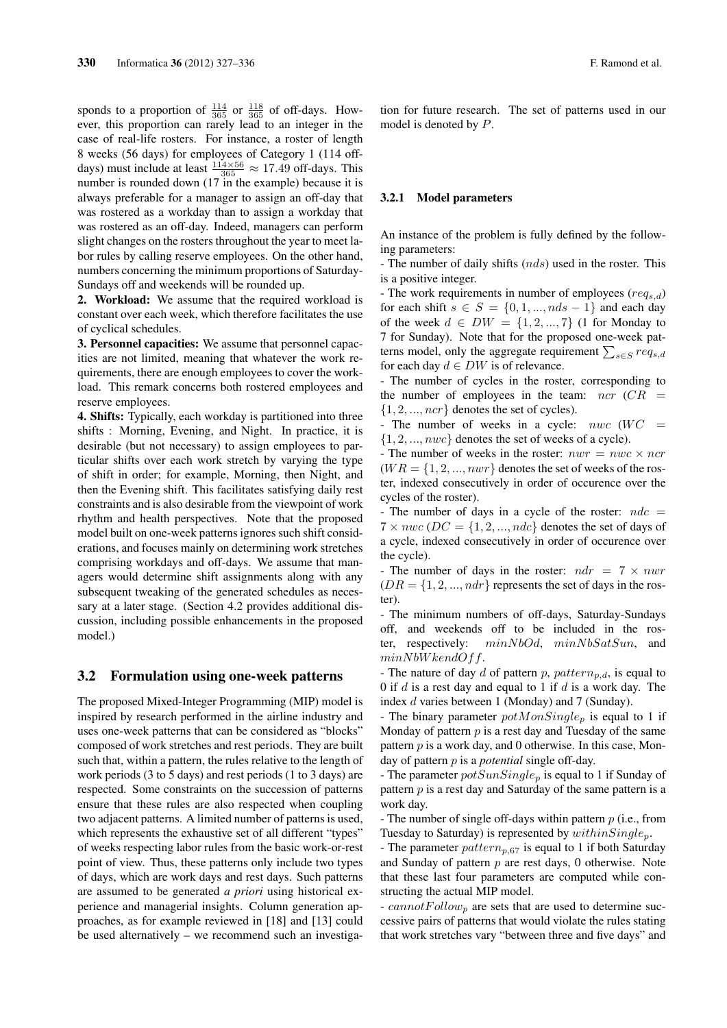sponds to a proportion of $\frac{114}{365}$ or $\frac{118}{365}$ of off-days. However, this proportion can rarely lead to an integer in the case of real-life rosters. For instance, a roster of length 8 weeks (56 days) for employees of Category 1 (114 off-days) must include at least $\frac{114 \times 56}{365} \approx 17.49$ off-days. This number is rounded down (17 in the example) because it is always preferable for a manager to assign an off-day that was rostered as a workday than to assign a workday that was rostered as an off-day. Indeed, managers can perform slight changes on the rosters throughout the year to meet labor rules by calling reserve employees. On the other hand, numbers concerning the minimum proportions of Saturday-Sundays off and weekends will be rounded up.

**2. Workload:** We assume that the required workload is constant over each week, which therefore facilitates the use of cyclical schedules.

**3. Personnel capacities:** We assume that personnel capacities are not limited, meaning that whatever the work requirements, there are enough employees to cover the workload. This remark concerns both rostered employees and reserve employees.

**4. Shifts:** Typically, each workday is partitioned into three shifts : Morning, Evening, and Night. In practice, it is desirable (but not necessary) to assign employees to particular shifts over each work stretch by varying the type of shift in order; for example, Morning, then Night, and then the Evening shift. This facilitates satisfying daily rest constraints and is also desirable from the viewpoint of work rhythm and health perspectives. Note that the proposed model built on one-week patterns ignores such shift considerations, and focuses mainly on determining work stretches comprising workdays and off-days. We assume that managers would determine shift assignments along with any subsequent tweaking of the generated schedules as necessary at a later stage. (Section 4.2 provides additional discussion, including possible enhancements in the proposed model.)

## 3.2 Formulation using one-week patterns

The proposed Mixed-Integer Programming (MIP) model is inspired by research performed in the airline industry and uses one-week patterns that can be considered as "blocks" composed of work stretches and rest periods. They are built such that, within a pattern, the rules relative to the length of work periods (3 to 5 days) and rest periods (1 to 3 days) are respected. Some constraints on the succession of patterns ensure that these rules are also respected when coupling two adjacent patterns. A limited number of patterns is used, which represents the exhaustive set of all different "types" of weeks respecting labor rules from the basic work-or-rest point of view. Thus, these patterns only include two types of days, which are work days and rest days. Such patterns are assumed to be generated *a priori* using historical experience and managerial insights. Column generation approaches, as for example reviewed in [18] and [13] could be used alternatively – we recommend such an investigation for future research. The set of patterns used in our model is denoted by $P$.

### 3.2.1 Model parameters

An instance of the problem is fully defined by the following parameters:

- The number of daily shifts ($nds$) used in the roster. This is a positive integer.
- The work requirements in number of employees ($req_{s,d}$) for each shift $s \in S = \{0, 1, ..., nds - 1\}$ and each day of the week $d \in DW = \{1, 2, ..., 7\}$ (1 for Monday to 7 for Sunday). Note that for the proposed one-week patterns model, only the aggregate requirement $\sum_{s \in S} req_{s,d}$ for each day $d \in DW$ is of relevance.
- The number of cycles in the roster, corresponding to the number of employees in the team: $ncr$ ($CR = \{1, 2, ..., ncr\}$ denotes the set of cycles).
- The number of weeks in a cycle: $nwc$ ($WC = \{1, 2, ..., nwc\}$ denotes the set of weeks of a cycle).
- The number of weeks in the roster: $nwr = nwc \times ncr$ ($WR = \{1, 2, ..., nwr\}$ denotes the set of weeks of the roster, indexed consecutively in order of occurence over the cycles of the roster).
- The number of days in a cycle of the roster: $ndc = 7 \times nwc$ ($DC = \{1, 2, ..., ndc\}$ denotes the set of days of a cycle, indexed consecutively in order of occurence over the cycle).
- The number of days in the roster: $ndr = 7 \times nwr$ ($DR = \{1, 2, ..., ndr\}$ represents the set of days in the roster).
- The minimum numbers of off-days, Saturday-Sundays off, and weekends off to be included in the roster, respectively: $minNbOd$, $minNbSatSun$, and $minNbWkendOff$.
- The nature of day $d$ of pattern $p$, $pattern_{p,d}$, is equal to 0 if $d$ is a rest day and equal to 1 if $d$ is a work day. The index $d$ varies between 1 (Monday) and 7 (Sunday).
- The binary parameter $potMonSingle_p$ is equal to 1 if Monday of pattern $p$ is a rest day and Tuesday of the same pattern $p$ is a work day, and 0 otherwise. In this case, Monday of pattern $p$ is a *potential* single off-day.
- The parameter $potSunSingle_p$ is equal to 1 if Sunday of pattern $p$ is a rest day and Saturday of the same pattern is a work day.
- The number of single off-days within pattern $p$ (i.e., from Tuesday to Saturday) is represented by $withinSingle_p$.
- The parameter $pattern_{p,67}$ is equal to 1 if both Saturday and Sunday of pattern $p$ are rest days, 0 otherwise. Note that these last four parameters are computed while constructing the actual MIP model.
- $cannotFollow_p$ are sets that are used to determine successive pairs of patterns that would violate the rules stating that work stretches vary "between three and five days" and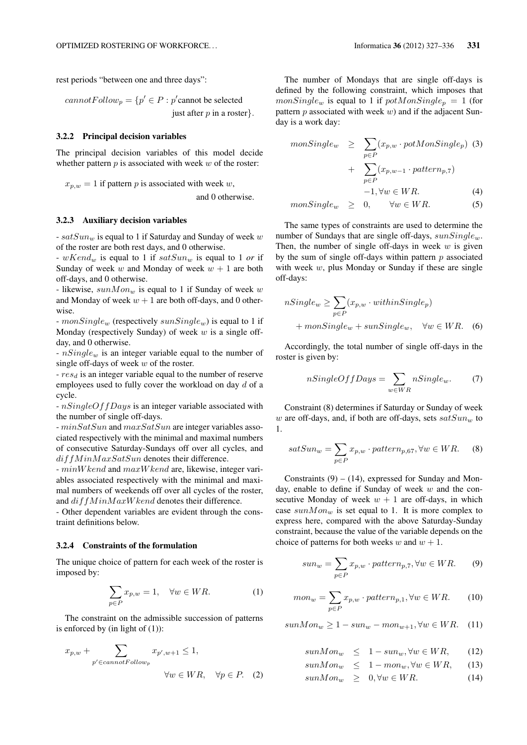rest periods "between one and three days":

$$cannotFollow_p = \{p' \in P : p' \text{cannot be selected just after } p \text{ in a roster}\}.$$

### 3.2.2 Principal decision variables

The principal decision variables of this model decide whether pattern $p$ is associated with week $w$ of the roster:

$$x_{p,w} = 1 \text{ if pattern } p \text{ is associated with week } w, \text{ and 0 otherwise.}$$

### 3.2.3 Auxiliary decision variables

- $satSun_w$ is equal to 1 if Saturday and Sunday of week $w$ of the roster are both rest days, and 0 otherwise.
- $wKend_w$ is equal to 1 if $satSun_w$ is equal to 1 *or* if Sunday of week $w$ and Monday of week $w+1$ are both off-days, and 0 otherwise.
- likewise, $sunMon_w$ is equal to 1 if Sunday of week $w$ and Monday of week $w+1$ are both off-days, and 0 otherwise.
- $monSingle_w$ (respectively $sunSingle_w$) is equal to 1 if Monday (respectively Sunday) of week $w$ is a single off-day, and 0 otherwise.
- $nSingle_w$ is an integer variable equal to the number of single off-days of week $w$ of the roster.
- $res_d$ is an integer variable equal to the number of reserve employees used to fully cover the workload on day $d$ of a cycle.
- $nSingleOffDays$ is an integer variable associated with the number of single off-days.
- $minSatSun$ and $maxSatSun$ are integer variables associated respectively with the minimal and maximal numbers of consecutive Saturday-Sundays off over all cycles, and $diffMinMaxSatSun$ denotes their difference.
- $minWkend$ and $maxWkend$ are, likewise, integer variables associated respectively with the minimal and maximal numbers of weekends off over all cycles of the roster, and $diffMinMaxWkend$ denotes their difference.
- Other dependent variables are evident through the constraint definitions below.

### 3.2.4 Constraints of the formulation

The unique choice of pattern for each week of the roster is imposed by:

$$\sum_{p \in P} x_{p,w} = 1, \quad \forall w \in WR. \tag{1}$$

The constraint on the admissible succession of patterns is enforced by (in light of (1)):

$$x_{p,w} + \sum_{p' \in cannotFollow_p} x_{p',w+1} \leq 1, \quad \forall w \in WR, \quad \forall p \in P. \tag{2}$$

The number of Mondays that are single off-days is defined by the following constraint, which imposes that $monSingle_w$ is equal to 1 if $potMonSingle_p = 1$ (for pattern $p$ associated with week $w$) and if the adjacent Sunday is a work day:

$$\begin{aligned} monSingle_w \geq & \sum_{p \in P} (x_{p,w} \cdot potMonSingle_p) \quad (3) \\ & + \sum_{p \in P} (x_{p,w-1} \cdot pattern_{p,7}) \\ & -1, \forall w \in WR. \quad (4) \end{aligned}$$

$$monSingle_w \geq 0, \quad \forall w \in WR. \tag{5}$$

The same types of constraints are used to determine the number of Sundays that are single off-days, $sunSingle_w$. Then, the number of single off-days in week $w$ is given by the sum of single off-days within pattern $p$ associated with week $w$, plus Monday or Sunday if these are single off-days:

$$nSingle_w \geq \sum_{p \in P} (x_{p,w} \cdot withinSingle_p) + monSingle_w + sunSingle_w, \quad \forall w \in WR. \tag{6}$$

Accordingly, the total number of single off-days in the roster is given by:

$$nSingleOffDays = \sum_{w \in WR} nSingle_w. \tag{7}$$

Constraint (8) determines if Saturday or Sunday of week $w$ are off-days, and, if both are off-days, sets $satSun_w$ to 1.

$$satSun_w = \sum_{p \in P} x_{p,w} \cdot pattern_{p,67}, \forall w \in WR. \tag{8}$$

Constraints (9) – (14), expressed for Sunday and Monday, enable to define if Sunday of week $w$ and the consecutive Monday of week $w+1$ are off-days, in which case $sunMon_w$ is set equal to 1. It is more complex to express here, compared with the above Saturday-Sunday constraint, because the value of the variable depends on the choice of patterns for both weeks $w$ and $w+1$.

$$sun_w = \sum_{p \in P} x_{p,w} \cdot pattern_{p,7}, \forall w \in WR. \tag{9}$$

$$mon_w = \sum_{p \in P} x_{p,w} \cdot pattern_{p,1}, \forall w \in WR. \tag{10}$$

$$sunMon_w \geq 1 - sun_w - mon_{w+1}, \forall w \in WR. \tag{11}$$

$$sunMon_w \leq 1 - sun_w, \forall w \in WR, \tag{12}$$

$$sunMon_w \leq 1 - mon_w, \forall w \in WR, \tag{13}$$

$$sunMon_w \geq 0, \forall w \in WR. \tag{14}$$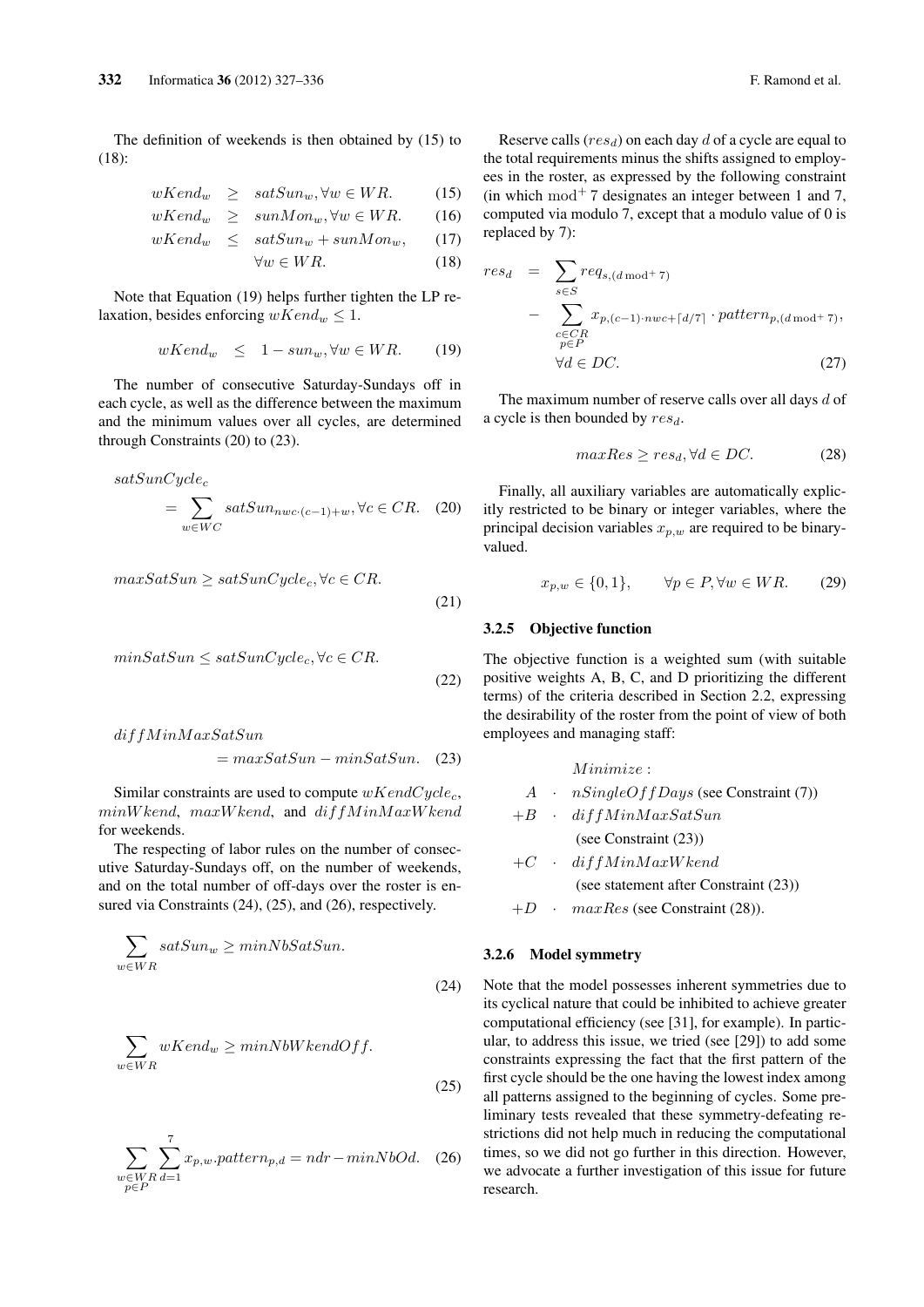The definition of weekends is then obtained by (15) to (18):

$$wKend_w \geq satSun_w, \forall w \in WR. \quad (15)$$

$$wKend_w \geq sunMon_w, \forall w \in WR. \quad (16)$$

$$wKend_w \leq satSun_w + sunMon_w, \quad (17)$$

$$\forall w \in WR. \quad (18)$$

Note that Equation (19) helps further tighten the LP relaxation, besides enforcing $wKend_w \leq 1$.

$$wKend_w \leq 1 - sun_w, \forall w \in WR. \quad (19)$$

The number of consecutive Saturday-Sundays off in each cycle, as well as the difference between the maximum and the minimum values over all cycles, are determined through Constraints (20) to (23).

$$satSunCycle_c = \sum_{w \in WC} satSun_{nwc \cdot (c-1)+w}, \forall c \in CR. \quad (20)$$

$$maxSatSun \geq satSunCycle_c, \forall c \in CR. \quad (21)$$

$$minSatSun \leq satSunCycle_c, \forall c \in CR. \quad (22)$$

$$diffMinMaxSatSun = maxSatSun - minSatSun. \quad (23)$$

Similar constraints are used to compute $wKendCycle_c$, $minWkend$, $maxWkend$, and $diffMinMaxWkend$ for weekends.

The respecting of labor rules on the number of consecutive Saturday-Sundays off, on the number of weekends, and on the total number of off-days over the roster is ensured via Constraints (24), (25), and (26), respectively.

$$\sum_{w \in WR} satSun_w \geq minNbSatSun. \quad (24)$$

$$\sum_{w \in WR} wKend_w \geq minNbWkendOff. \quad (25)$$

$$\sum_{\substack{w \in WR \\ p \in P}} \sum_{d=1}^{7} x_{p,w}.pattern_{p,d} = ndr - minNbOd. \quad (26)$$

Reserve calls ($res_d$) on each day $d$ of a cycle are equal to the total requirements minus the shifts assigned to employees in the roster, as expressed by the following constraint (in which $\bmod^+ 7$ designates an integer between 1 and 7, computed via modulo 7, except that a modulo value of 0 is replaced by 7):

$$res_d = \sum_{s \in S} req_{s,(d \bmod^+ 7)} - \sum_{\substack{c \in CR \\ p \in P}} x_{p,(c-1) \cdot nwc + \lceil d/7 \rceil} \cdot pattern_{p,(d \bmod^+ 7)}, \quad \forall d \in DC. \quad (27)$$

The maximum number of reserve calls over all days $d$ of a cycle is then bounded by $res_d$.

$$maxRes \geq res_d, \forall d \in DC. \quad (28)$$

Finally, all auxiliary variables are automatically explicitly restricted to be binary or integer variables, where the principal decision variables $x_{p,w}$ are required to be binary-valued.

$$x_{p,w} \in \{0, 1\}, \qquad \forall p \in P, \forall w \in WR. \quad (29)$$

### 3.2.5 Objective function

The objective function is a weighted sum (with suitable positive weights A, B, C, and D prioritizing the different terms) of the criteria described in Section 2.2, expressing the desirability of the roster from the point of view of both employees and managing staff:

$Minimize:$

$A \cdot nSingleOffDays$ (see Constraint (7))

$+B \cdot diffMinMaxSatSun$ (see Constraint (23))

$+C \cdot diffMinMaxWkend$ (see statement after Constraint (23))

$+D \cdot maxRes$ (see Constraint (28)).

### 3.2.6 Model symmetry

Note that the model possesses inherent symmetries due to its cyclical nature that could be inhibited to achieve greater computational efficiency (see [31], for example). In particular, to address this issue, we tried (see [29]) to add some constraints expressing the fact that the first pattern of the first cycle should be the one having the lowest index among all patterns assigned to the beginning of cycles. Some preliminary tests revealed that these symmetry-defeating restrictions did not help much in reducing the computational times, so we did not go further in this direction. However, we advocate a further investigation of this issue for future research.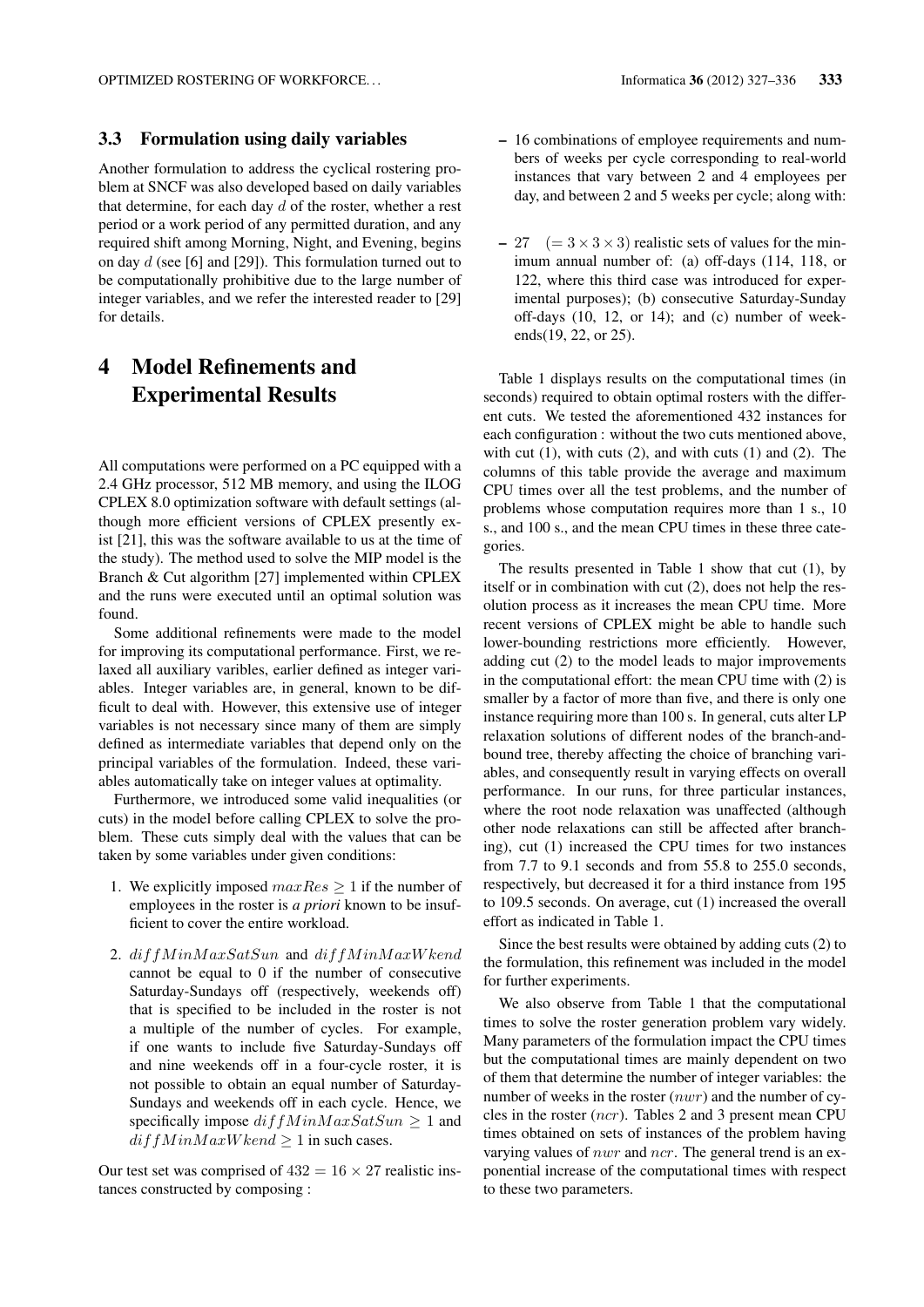### 3.3 Formulation using daily variables

Another formulation to address the cyclical rostering problem at SNCF was also developed based on daily variables that determine, for each day $d$ of the roster, whether a rest period or a work period of any permitted duration, and any required shift among Morning, Night, and Evening, begins on day $d$ (see [6] and [29]). This formulation turned out to be computationally prohibitive due to the large number of integer variables, and we refer the interested reader to [29] for details.

## 4 Model Refinements and Experimental Results

All computations were performed on a PC equipped with a 2.4 GHz processor, 512 MB memory, and using the ILOG CPLEX 8.0 optimization software with default settings (although more efficient versions of CPLEX presently exist [21], this was the software available to us at the time of the study). The method used to solve the MIP model is the Branch & Cut algorithm [27] implemented within CPLEX and the runs were executed until an optimal solution was found.

Some additional refinements were made to the model for improving its computational performance. First, we relaxed all auxiliary varibles, earlier defined as integer variables. Integer variables are, in general, known to be difficult to deal with. However, this extensive use of integer variables is not necessary since many of them are simply defined as intermediate variables that depend only on the principal variables of the formulation. Indeed, these variables automatically take on integer values at optimality.

Furthermore, we introduced some valid inequalities (or cuts) in the model before calling CPLEX to solve the problem. These cuts simply deal with the values that can be taken by some variables under given conditions:

1. We explicitly imposed $maxRes \geq 1$ if the number of employees in the roster is *a priori* known to be insufficient to cover the entire workload.
2. $diffMinMaxSatSun$ and $diffMinMaxWkend$ cannot be equal to 0 if the number of consecutive Saturday-Sundays off (respectively, weekends off) that is specified to be included in the roster is not a multiple of the number of cycles. For example, if one wants to include five Saturday-Sundays off and nine weekends off in a four-cycle roster, it is not possible to obtain an equal number of Saturday-Sundays and weekends off in each cycle. Hence, we specifically impose $diffMinMaxSatSun \geq 1$ and $diffMinMaxWkend \geq 1$ in such cases.

Our test set was comprised of $432 = 16 \times 27$ realistic instances constructed by composing :

– 16 combinations of employee requirements and numbers of weeks per cycle corresponding to real-world instances that vary between 2 and 4 employees per day, and between 2 and 5 weeks per cycle; along with:

– 27 $(= 3 \times 3 \times 3)$ realistic sets of values for the minimum annual number of: (a) off-days (114, 118, or 122, where this third case was introduced for experimental purposes); (b) consecutive Saturday-Sunday off-days (10, 12, or 14); and (c) number of weekends(19, 22, or 25).

Table 1 displays results on the computational times (in seconds) required to obtain optimal rosters with the different cuts. We tested the aforementioned 432 instances for each configuration : without the two cuts mentioned above, with cut (1), with cuts (2), and with cuts (1) and (2). The columns of this table provide the average and maximum CPU times over all the test problems, and the number of problems whose computation requires more than 1 s., 10 s., and 100 s., and the mean CPU times in these three categories.

The results presented in Table 1 show that cut (1), by itself or in combination with cut (2), does not help the resolution process as it increases the mean CPU time. More recent versions of CPLEX might be able to handle such lower-bounding restrictions more efficiently. However, adding cut (2) to the model leads to major improvements in the computational effort: the mean CPU time with (2) is smaller by a factor of more than five, and there is only one instance requiring more than 100 s. In general, cuts alter LP relaxation solutions of different nodes of the branch-and-bound tree, thereby affecting the choice of branching variables, and consequently result in varying effects on overall performance. In our runs, for three particular instances, where the root node relaxation was unaffected (although other node relaxations can still be affected after branching), cut (1) increased the CPU times for two instances from 7.7 to 9.1 seconds and from 55.8 to 255.0 seconds, respectively, but decreased it for a third instance from 195 to 109.5 seconds. On average, cut (1) increased the overall effort as indicated in Table 1.

Since the best results were obtained by adding cuts (2) to the formulation, this refinement was included in the model for further experiments.

We also observe from Table 1 that the computational times to solve the roster generation problem vary widely. Many parameters of the formulation impact the CPU times but the computational times are mainly dependent on two of them that determine the number of integer variables: the number of weeks in the roster ($nwr$) and the number of cycles in the roster ($ncr$). Tables 2 and 3 present mean CPU times obtained on sets of instances of the problem having varying values of $nwr$ and $ncr$. The general trend is an exponential increase of the computational times with respect to these two parameters.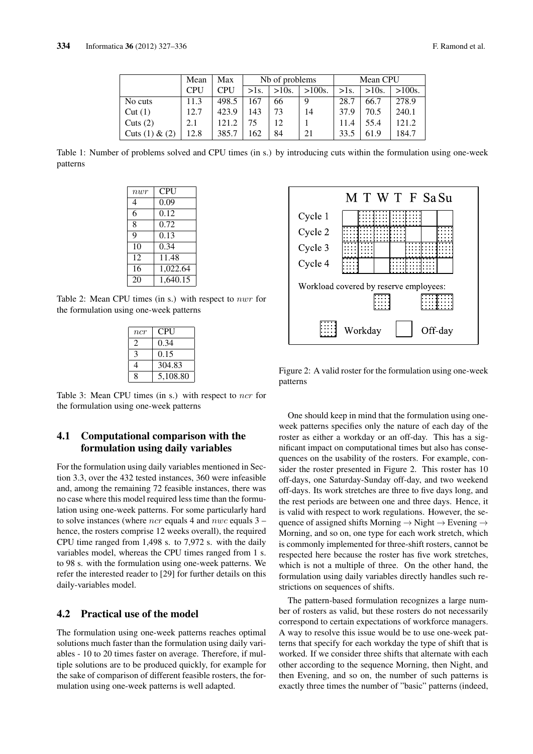| | Mean | Max | Nb of problems | | | Mean CPU | | |
|---|---|---|---|---|---|---|---|---|
| | CPU | CPU | >1s. | >10s. | >100s. | >1s. | >10s. | >100s. |
| No cuts | 11.3 | 498.5 | 167 | 66 | 9 | 28.7 | 66.7 | 278.9 |
| Cut (1) | 12.7 | 423.9 | 143 | 73 | 14 | 37.9 | 70.5 | 240.1 |
| Cuts (2) | 2.1 | 121.2 | 75 | 12 | 1 | 11.4 | 55.4 | 121.2 |
| Cuts (1) & (2) | 12.8 | 385.7 | 162 | 84 | 21 | 33.5 | 61.9 | 184.7 |

Table 1: Number of problems solved and CPU times (in s.) by introducing cuts within the formulation using one-week patterns

| $nwr$ | CPU |
|---|---|
| 4 | 0.09 |
| 6 | 0.12 |
| 8 | 0.72 |
| 9 | 0.13 |
| 10 | 0.34 |
| 12 | 11.48 |
| 16 | 1,022.64 |
| 20 | 1,640.15 |

Table 2: Mean CPU times (in s.) with respect to $nwr$ for the formulation using one-week patterns

| $ncr$ | CPU |
|---|---|
| 2 | 0.34 |
| 3 | 0.15 |
| 4 | 304.83 |
| 8 | 5,108.80 |

Table 3: Mean CPU times (in s.) with respect to $ncr$ for the formulation using one-week patterns

## 4.1 Computational comparison with the formulation using daily variables

For the formulation using daily variables mentioned in Section 3.3, over the 432 tested instances, 360 were infeasible and, among the remaining 72 feasible instances, there was no case where this model required less time than the formulation using one-week patterns. For some particularly hard to solve instances (where $ncr$ equals 4 and $nwc$ equals 3 – hence, the rosters comprise 12 weeks overall), the required CPU time ranged from 1,498 s. to 7,972 s. with the daily variables model, whereas the CPU times ranged from 1 s. to 98 s. with the formulation using one-week patterns. We refer the interested reader to [29] for further details on this daily-variables model.

## 4.2 Practical use of the model

The formulation using one-week patterns reaches optimal solutions much faster than the formulation using daily variables - 10 to 20 times faster on average. Therefore, if multiple solutions are to be produced quickly, for example for the sake of comparison of different feasible rosters, the formulation using one-week patterns is well adapted.

| | M | T | W | T | F | Sa | Su |
|---|---|---|---|---|---|---|---|
| Cycle 1 | Off-day | Workday | Workday | Workday | Workday | Off-day | Off-day |
| Cycle 2 | Workday | Workday | Workday | Workday | Off-day | Off-day | Workday |
| Cycle 3 | Workday | Workday | Off-day | Off-day | Workday | Workday | Workday |
| Cycle 4 | Workday | Off-day | Off-day | Workday | Workday | Workday | Off-day |
| Workload covered by reserve employees: | | | Workday | | | Workday | Workday |

Figure 2: A valid roster for the formulation using one-week patterns

One should keep in mind that the formulation using one-week patterns specifies only the nature of each day of the roster as either a workday or an off-day. This has a significant impact on computational times but also has consequences on the usability of the rosters. For example, consider the roster presented in Figure 2. This roster has 10 off-days, one Saturday-Sunday off-day, and two weekend off-days. Its work stretches are three to five days long, and the rest periods are between one and three days. Hence, it is valid with respect to work regulations. However, the sequence of assigned shifts Morning → Night → Evening → Morning, and so on, one type for each work stretch, which is commonly implemented for three-shift rosters, cannot be respected here because the roster has five work stretches, which is not a multiple of three. On the other hand, the formulation using daily variables directly handles such restrictions on sequences of shifts.

The pattern-based formulation recognizes a large number of rosters as valid, but these rosters do not necessarily correspond to certain expectations of workforce managers. A way to resolve this issue would be to use one-week patterns that specify for each workday the type of shift that is worked. If we consider three shifts that alternate with each other according to the sequence Morning, then Night, and then Evening, and so on, the number of such patterns is exactly three times the number of "basic" patterns (indeed,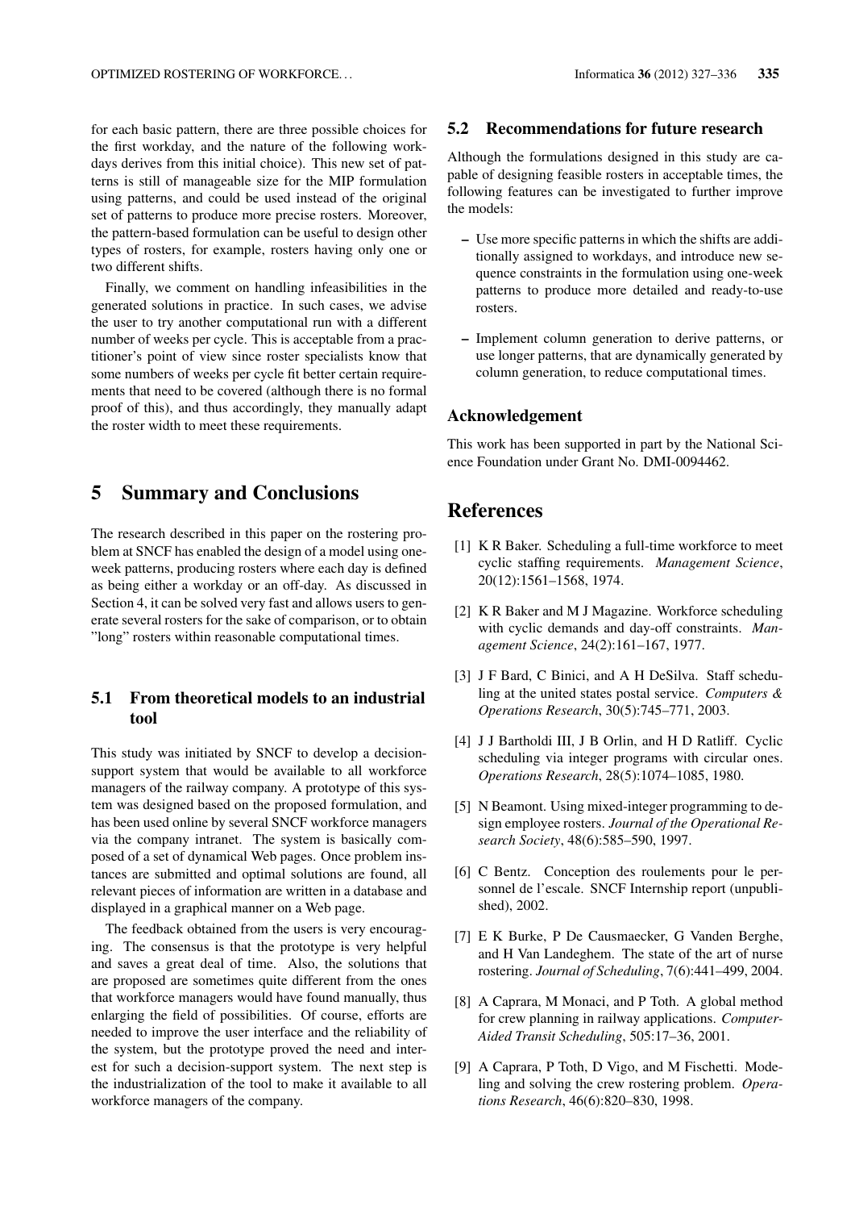for each basic pattern, there are three possible choices for the first workday, and the nature of the following workdays derives from this initial choice). This new set of patterns is still of manageable size for the MIP formulation using patterns, and could be used instead of the original set of patterns to produce more precise rosters. Moreover, the pattern-based formulation can be useful to design other types of rosters, for example, rosters having only one or two different shifts.

Finally, we comment on handling infeasibilities in the generated solutions in practice. In such cases, we advise the user to try another computational run with a different number of weeks per cycle. This is acceptable from a practitioner's point of view since roster specialists know that some numbers of weeks per cycle fit better certain requirements that need to be covered (although there is no formal proof of this), and thus accordingly, they manually adapt the roster width to meet these requirements.

# 5 Summary and Conclusions

The research described in this paper on the rostering problem at SNCF has enabled the design of a model using one-week patterns, producing rosters where each day is defined as being either a workday or an off-day. As discussed in Section 4, it can be solved very fast and allows users to generate several rosters for the sake of comparison, or to obtain "long" rosters within reasonable computational times.

## 5.1 From theoretical models to an industrial tool

This study was initiated by SNCF to develop a decision-support system that would be available to all workforce managers of the railway company. A prototype of this system was designed based on the proposed formulation, and has been used online by several SNCF workforce managers via the company intranet. The system is basically composed of a set of dynamical Web pages. Once problem instances are submitted and optimal solutions are found, all relevant pieces of information are written in a database and displayed in a graphical manner on a Web page.

The feedback obtained from the users is very encouraging. The consensus is that the prototype is very helpful and saves a great deal of time. Also, the solutions that are proposed are sometimes quite different from the ones that workforce managers would have found manually, thus enlarging the field of possibilities. Of course, efforts are needed to improve the user interface and the reliability of the system, but the prototype proved the need and interest for such a decision-support system. The next step is the industrialization of the tool to make it available to all workforce managers of the company.

## 5.2 Recommendations for future research

Although the formulations designed in this study are capable of designing feasible rosters in acceptable times, the following features can be investigated to further improve the models:

– Use more specific patterns in which the shifts are additionally assigned to workdays, and introduce new sequence constraints in the formulation using one-week patterns to produce more detailed and ready-to-use rosters.

– Implement column generation to derive patterns, or use longer patterns, that are dynamically generated by column generation, to reduce computational times.

## Acknowledgement

This work has been supported in part by the National Science Foundation under Grant No. DMI-0094462.

# References

[1] K R Baker. Scheduling a full-time workforce to meet cyclic staffing requirements. *Management Science*, 20(12):1561–1568, 1974.

[2] K R Baker and M J Magazine. Workforce scheduling with cyclic demands and day-off constraints. *Management Science*, 24(2):161–167, 1977.

[3] J F Bard, C Binici, and A H DeSilva. Staff scheduling at the united states postal service. *Computers & Operations Research*, 30(5):745–771, 2003.

[4] J J Bartholdi III, J B Orlin, and H D Ratliff. Cyclic scheduling via integer programs with circular ones. *Operations Research*, 28(5):1074–1085, 1980.

[5] N Beamont. Using mixed-integer programming to design employee rosters. *Journal of the Operational Research Society*, 48(6):585–590, 1997.

[6] C Bentz. Conception des roulements pour le personnel de l'escale. SNCF Internship report (unpublished), 2002.

[7] E K Burke, P De Causmaecker, G Vanden Berghe, and H Van Landeghem. The state of the art of nurse rostering. *Journal of Scheduling*, 7(6):441–499, 2004.

[8] A Caprara, M Monaci, and P Toth. A global method for crew planning in railway applications. *Computer-Aided Transit Scheduling*, 505:17–36, 2001.

[9] A Caprara, P Toth, D Vigo, and M Fischetti. Modeling and solving the crew rostering problem. *Operations Research*, 46(6):820–830, 1998.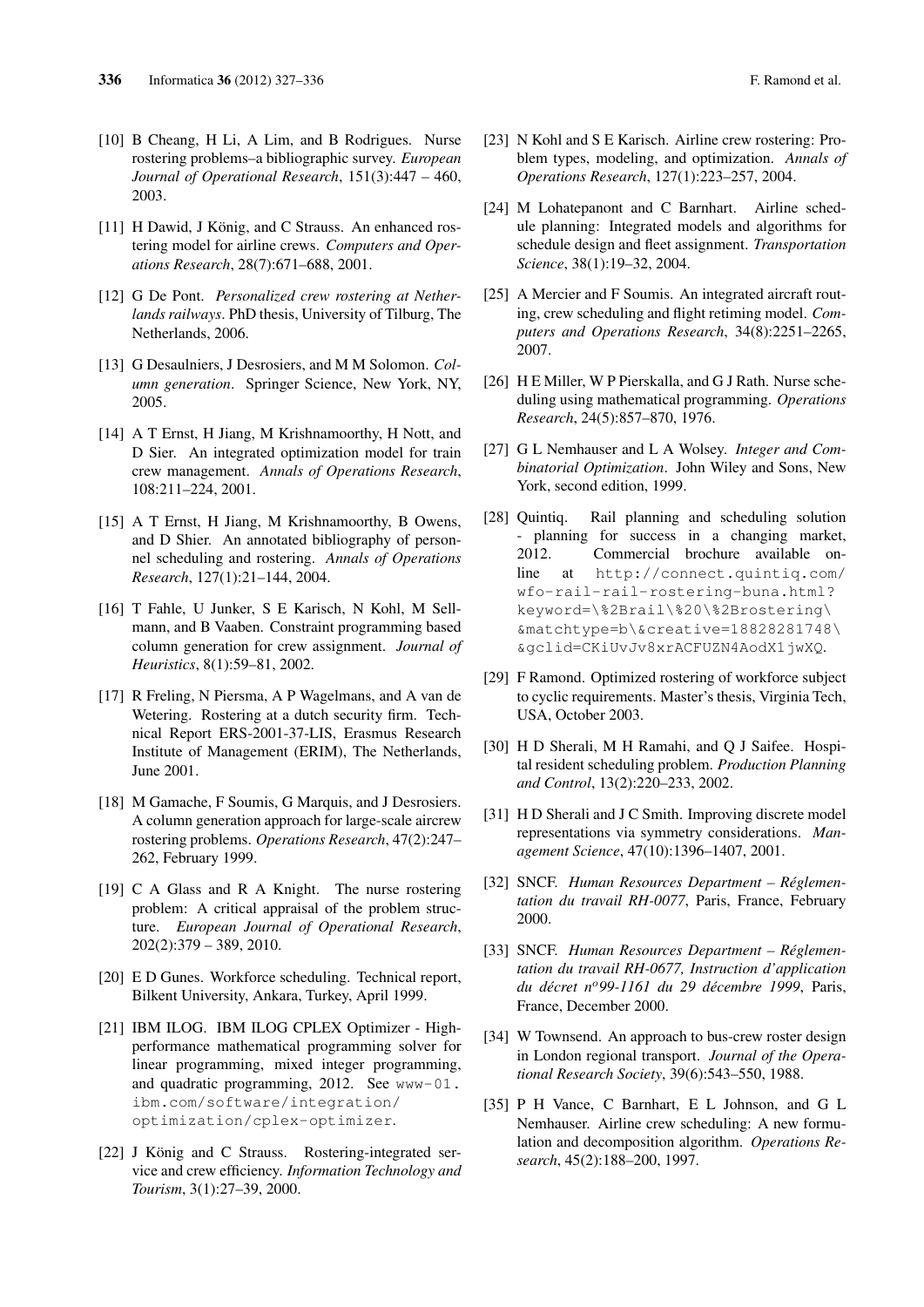[10] B Cheang, H Li, A Lim, and B Rodrigues. Nurse rostering problems–a bibliographic survey. *European Journal of Operational Research*, 151(3):447 – 460, 2003.

[11] H Dawid, J König, and C Strauss. An enhanced rostering model for airline crews. *Computers and Operations Research*, 28(7):671–688, 2001.

[12] G De Pont. *Personalized crew rostering at Netherlands railways*. PhD thesis, University of Tilburg, The Netherlands, 2006.

[13] G Desaulniers, J Desrosiers, and M M Solomon. *Column generation*. Springer Science, New York, NY, 2005.

[14] A T Ernst, H Jiang, M Krishnamoorthy, H Nott, and D Sier. An integrated optimization model for train crew management. *Annals of Operations Research*, 108:211–224, 2001.

[15] A T Ernst, H Jiang, M Krishnamoorthy, B Owens, and D Shier. An annotated bibliography of personnel scheduling and rostering. *Annals of Operations Research*, 127(1):21–144, 2004.

[16] T Fahle, U Junker, S E Karisch, N Kohl, M Sellmann, and B Vaaben. Constraint programming based column generation for crew assignment. *Journal of Heuristics*, 8(1):59–81, 2002.

[17] R Freling, N Piersma, A P Wagelmans, and A van de Wetering. Rostering at a dutch security firm. Technical Report ERS-2001-37-LIS, Erasmus Research Institute of Management (ERIM), The Netherlands, June 2001.

[18] M Gamache, F Soumis, G Marquis, and J Desrosiers. A column generation approach for large-scale aircrew rostering problems. *Operations Research*, 47(2):247–262, February 1999.

[19] C A Glass and R A Knight. The nurse rostering problem: A critical appraisal of the problem structure. *European Journal of Operational Research*, 202(2):379 – 389, 2010.

[20] E D Gunes. Workforce scheduling. Technical report, Bilkent University, Ankara, Turkey, April 1999.

[21] IBM ILOG. IBM ILOG CPLEX Optimizer - High-performance mathematical programming solver for linear programming, mixed integer programming, and quadratic programming, 2012. See `www-01.ibm.com/software/integration/optimization/cplex-optimizer`.

[22] J König and C Strauss. Rostering-integrated service and crew efficiency. *Information Technology and Tourism*, 3(1):27–39, 2000.

[23] N Kohl and S E Karisch. Airline crew rostering: Problem types, modeling, and optimization. *Annals of Operations Research*, 127(1):223–257, 2004.

[24] M Lohatepanont and C Barnhart. Airline schedule planning: Integrated models and algorithms for schedule design and fleet assignment. *Transportation Science*, 38(1):19–32, 2004.

[25] A Mercier and F Soumis. An integrated aircraft routing, crew scheduling and flight retiming model. *Computers and Operations Research*, 34(8):2251–2265, 2007.

[26] H E Miller, W P Pierskalla, and G J Rath. Nurse scheduling using mathematical programming. *Operations Research*, 24(5):857–870, 1976.

[27] G L Nemhauser and L A Wolsey. *Integer and Combinatorial Optimization*. John Wiley and Sons, New York, second edition, 1999.

[28] Quintiq. Rail planning and scheduling solution - planning for success in a changing market, 2012. Commercial brochure available online at `http://connect.quintiq.com/wfo-rail-rail-rostering-buna.html?keyword=\%2Brail\%20\%2Brostering\&matchtype=b\&creative=18828281748\&gclid=CKiUvJv8xrACFUZN4AodX1jwXQ`.

[29] F Ramond. Optimized rostering of workforce subject to cyclic requirements. Master's thesis, Virginia Tech, USA, October 2003.

[30] H D Sherali, M H Ramahi, and Q J Saifee. Hospital resident scheduling problem. *Production Planning and Control*, 13(2):220–233, 2002.

[31] H D Sherali and J C Smith. Improving discrete model representations via symmetry considerations. *Management Science*, 47(10):1396–1407, 2001.

[32] SNCF. *Human Resources Department – Réglementation du travail RH-0077*, Paris, France, February 2000.

[33] SNCF. *Human Resources Department – Réglementation du travail RH-0677, Instruction d'application du décret n°99-1161 du 29 décembre 1999*, Paris, France, December 2000.

[34] W Townsend. An approach to bus-crew roster design in London regional transport. *Journal of the Operational Research Society*, 39(6):543–550, 1988.

[35] P H Vance, C Barnhart, E L Johnson, and G L Nemhauser. Airline crew scheduling: A new formulation and decomposition algorithm. *Operations Research*, 45(2):188–200, 1997.